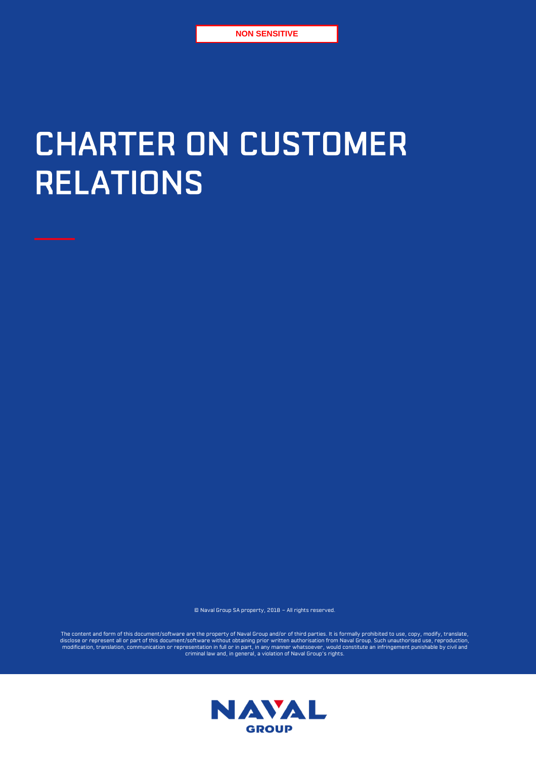NON SENSITIVE

# CHARTER ON CUSTOMER RELATIONS

© Naval Group SA property, 2018 – All rights reserved.

The content and form of this document/software are the property of Naval Group and/or of third parties. It is formally prohibited to use, copy, modify, translate, disclose or represent all or part of this document/software without obtaining prior written authorisation from Naval Group. Such unauthorised use, reproduction, modification, translation, communication or representation in full or in part, in any manner whatsoever, would constitute an infringement punishable by civil and criminal law and, in general, a violation of Naval Group's rights.

NAVAL GROUP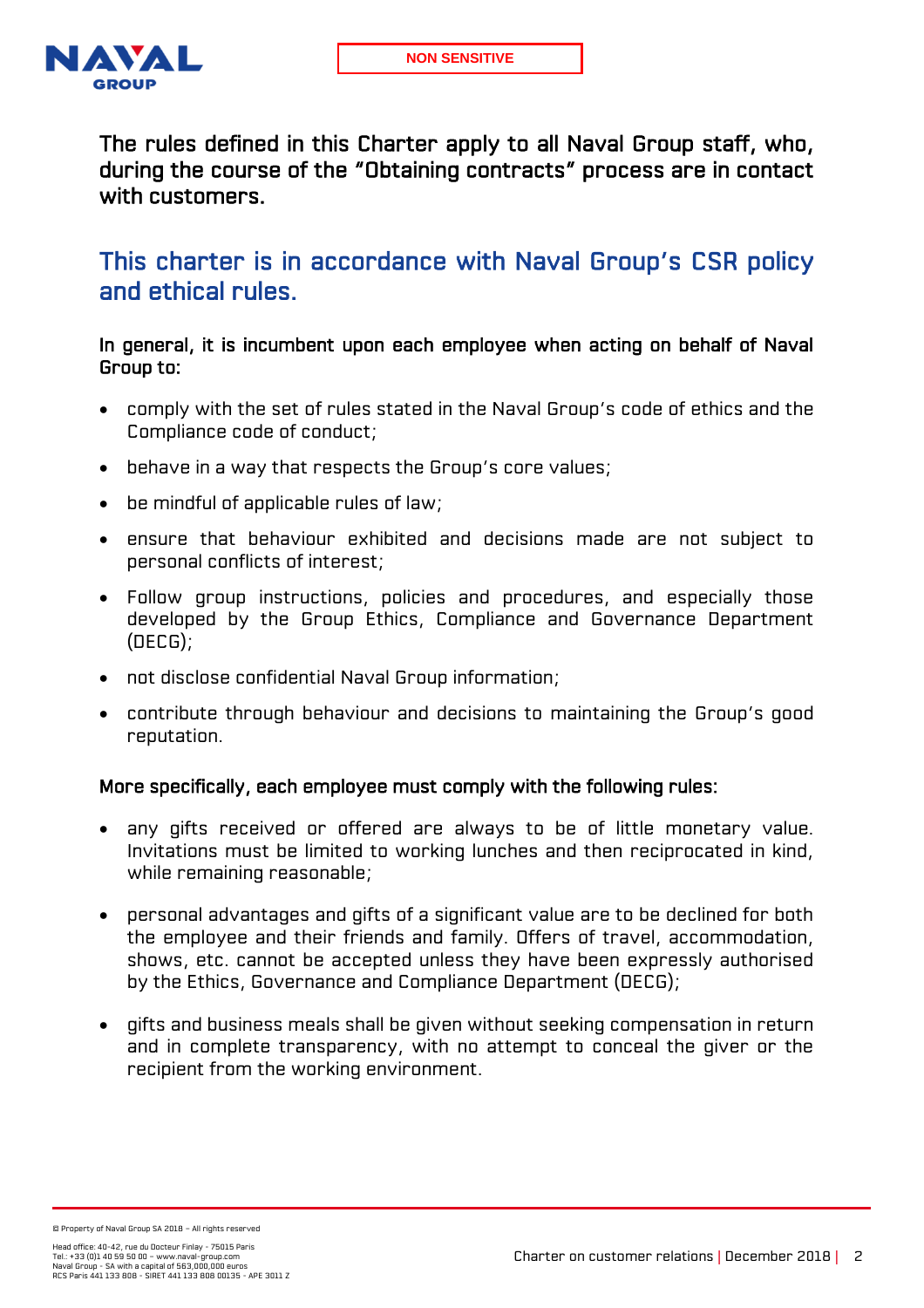**The rules defined in this Charter apply to all Naval Group staff, who, during the course of the "Obtaining contracts" process are in contact with customers.**

## This charter is in accordance with Naval Group's CSR policy and ethical rules.

**In general, it is incumbent upon each employee when acting on behalf of Naval Group to:**

- comply with the set of rules stated in the Naval Group's code of ethics and the Compliance code of conduct;
- behave in a way that respects the Group's core values;
- be mindful of applicable rules of law;
- ensure that behaviour exhibited and decisions made are not subject to personal conflicts of interest;
- Follow group instructions, policies and procedures, and especially those developed by the Group Ethics, Compliance and Governance Department (DECG);
- not disclose confidential Naval Group information;
- contribute through behaviour and decisions to maintaining the Group's good reputation.

**More specifically, each employee must comply with the following rules:**

- any gifts received or offered are always to be of little monetary value. Invitations must be limited to working lunches and then reciprocated in kind, while remaining reasonable;
- personal advantages and gifts of a significant value are to be declined for both the employee and their friends and family. Offers of travel, accommodation, shows, etc. cannot be accepted unless they have been expressly authorised by the Ethics, Governance and Compliance Department (DECG);
- gifts and business meals shall be given without seeking compensation in return and in complete transparency, with no attempt to conceal the giver or the recipient from the working environment.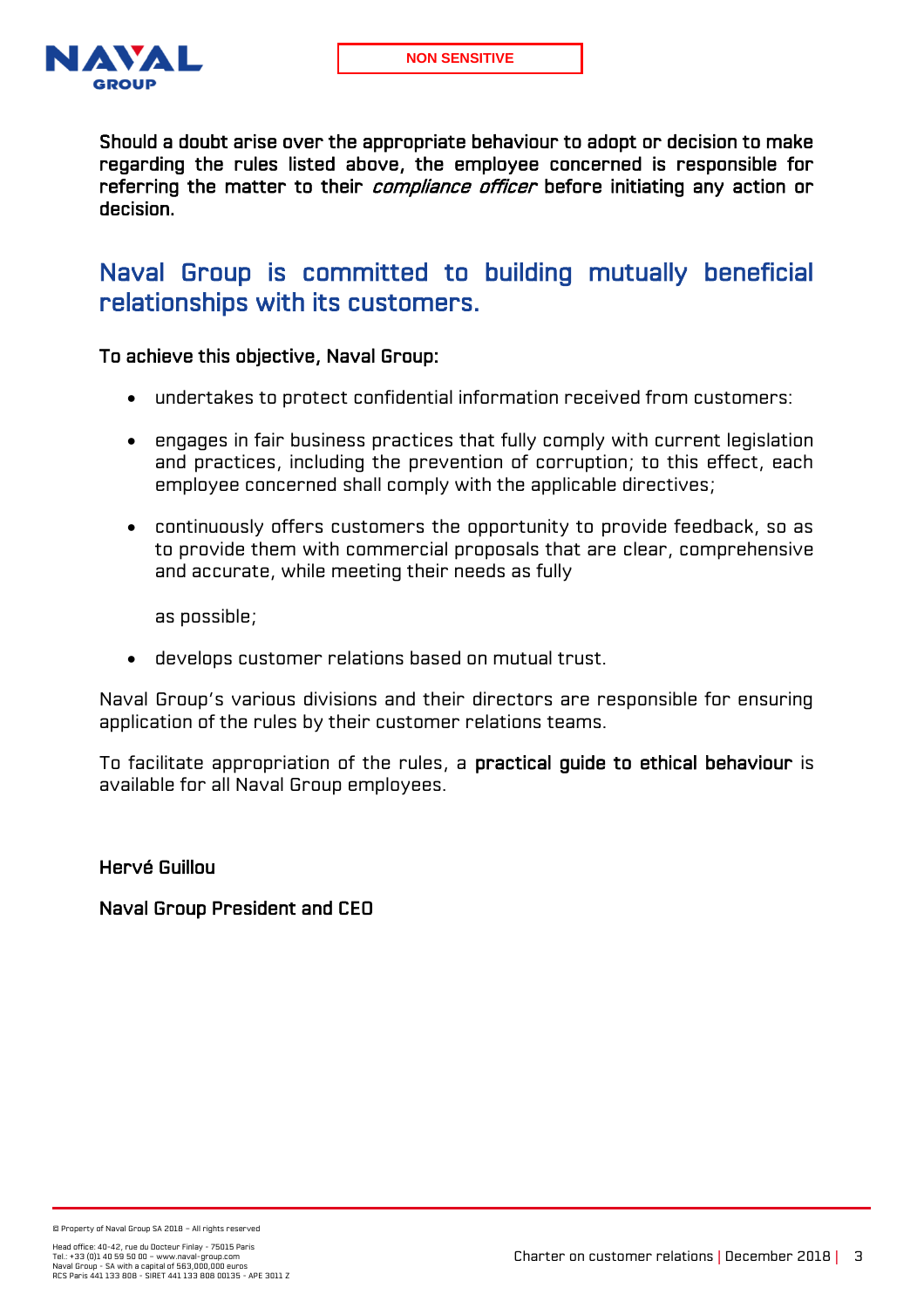**Should a doubt arise over the appropriate behaviour to adopt or decision to make regarding the rules listed above, the employee concerned is responsible for referring the matter to their *compliance officer* before initiating any action or decision.**

## Naval Group is committed to building mutually beneficial relationships with its customers.

**To achieve this objective, Naval Group:**

- undertakes to protect confidential information received from customers:
- engages in fair business practices that fully comply with current legislation and practices, including the prevention of corruption; to this effect, each employee concerned shall comply with the applicable directives;
- continuously offers customers the opportunity to provide feedback, so as to provide them with commercial proposals that are clear, comprehensive and accurate, while meeting their needs as fully

  as possible;
- develops customer relations based on mutual trust.

Naval Group's various divisions and their directors are responsible for ensuring application of the rules by their customer relations teams.

To facilitate appropriation of the rules, a **practical guide to ethical behaviour** is available for all Naval Group employees.

**Hervé Guillou**

**Naval Group President and CEO**